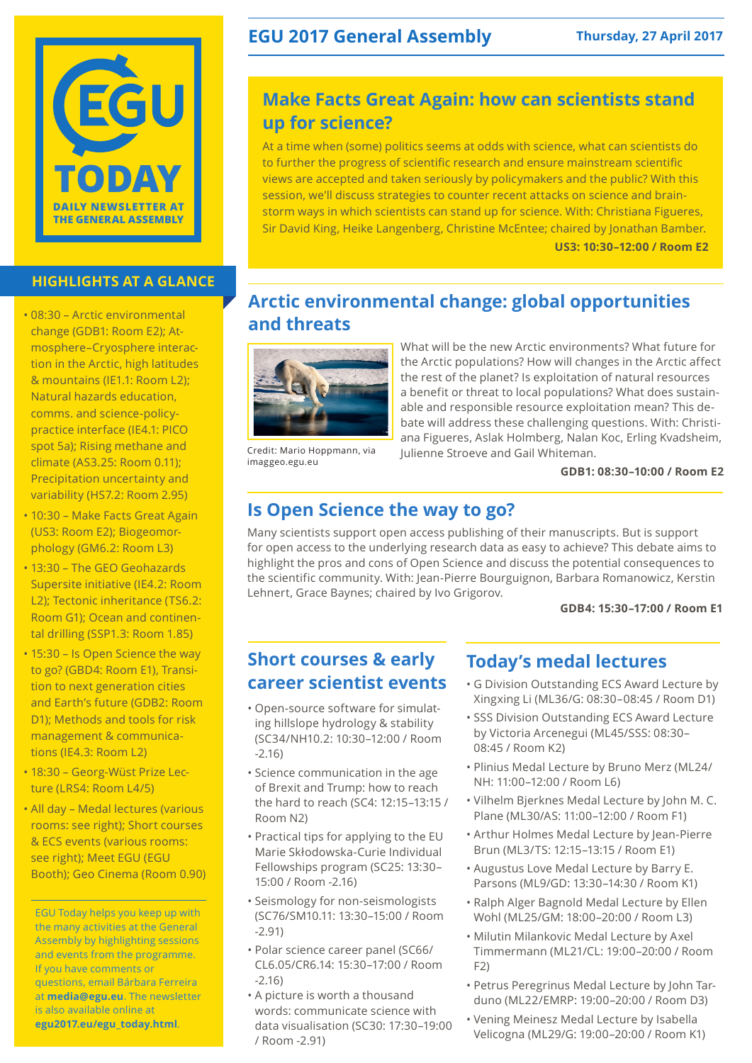# EGU TODAY

DAILY NEWSLETTER AT THE GENERAL ASSEMBLY

## EGU 2017 General Assembly

Thursday, 27 April 2017

## HIGHLIGHTS AT A GLANCE

- 08:30 – Arctic environmental change (GDB1: Room E2); Atmosphere–Cryosphere interaction in the Arctic, high latitudes & mountains (IE1.1: Room L2); Natural hazards education, comms. and science-policy-practice interface (IE4.1: PICO spot 5a); Rising methane and climate (AS3.25: Room 0.11); Precipitation uncertainty and variability (HS7.2: Room 2.95)
- 10:30 – Make Facts Great Again (US3: Room E2); Biogeomorphology (GM6.2: Room L3)
- 13:30 – The GEO Geohazards Supersite initiative (IE4.2: Room L2); Tectonic inheritance (TS6.2: Room G1); Ocean and continental drilling (SSP1.3: Room 1.85)
- 15:30 – Is Open Science the way to go? (GBD4: Room E1), Transition to next generation cities and Earth's future (GDB2: Room D1); Methods and tools for risk management & communications (IE4.3: Room L2)
- 18:30 – Georg-Wüst Prize Lecture (LRS4: Room L4/5)
- All day – Medal lectures (various rooms: see right); Short courses & ECS events (various rooms: see right); Meet EGU (EGU Booth); Geo Cinema (Room 0.90)

EGU Today helps you keep up with the many activities at the General Assembly by highlighting sessions and events from the programme. If you have comments or questions, email Bárbara Ferreira at **media@egu.eu**. The newsletter is also available online at **egu2017.eu/egu_today.html**.

## Make Facts Great Again: how can scientists stand up for science?

At a time when (some) politics seems at odds with science, what can scientists do to further the progress of scientific research and ensure mainstream scientific views are accepted and taken seriously by policymakers and the public? With this session, we'll discuss strategies to counter recent attacks on science and brainstorm ways in which scientists can stand up for science. With: Christiana Figueres, Sir David King, Heike Langenberg, Christine McEntee; chaired by Jonathan Bamber.

**US3: 10:30–12:00 / Room E2**

## Arctic environmental change: global opportunities and threats

Credit: Mario Hoppmann, via imaggeo.egu.eu

What will be the new Arctic environments? What future for the Arctic populations? How will changes in the Arctic affect the rest of the planet? Is exploitation of natural resources a benefit or threat to local populations? What does sustainable and responsible resource exploitation mean? This debate will address these challenging questions. With: Christiana Figueres, Aslak Holmberg, Nalan Koc, Erling Kvadsheim, Julienne Stroeve and Gail Whiteman.

**GDB1: 08:30–10:00 / Room E2**

## Is Open Science the way to go?

Many scientists support open access publishing of their manuscripts. But is support for open access to the underlying research data as easy to achieve? This debate aims to highlight the pros and cons of Open Science and discuss the potential consequences to the scientific community. With: Jean-Pierre Bourguignon, Barbara Romanowicz, Kerstin Lehnert, Grace Baynes; chaired by Ivo Grigorov.

**GDB4: 15:30–17:00 / Room E1**

## Short courses & early career scientist events

- Open-source software for simulating hillslope hydrology & stability (SC34/NH10.2: 10:30–12:00 / Room -2.16)
- Science communication in the age of Brexit and Trump: how to reach the hard to reach (SC4: 12:15–13:15 / Room N2)
- Practical tips for applying to the EU Marie Skłodowska-Curie Individual Fellowships program (SC25: 13:30–15:00 / Room -2.16)
- Seismology for non-seismologists (SC76/SM10.11: 13:30–15:00 / Room -2.91)
- Polar science career panel (SC66/CL6.05/CR6.14: 15:30–17:00 / Room -2.16)
- A picture is worth a thousand words: communicate science with data visualisation (SC30: 17:30–19:00 / Room -2.91)

## Today's medal lectures

- G Division Outstanding ECS Award Lecture by Xingxing Li (ML36/G: 08:30–08:45 / Room D1)
- SSS Division Outstanding ECS Award Lecture by Victoria Arcenegui (ML45/SSS: 08:30–08:45 / Room K2)
- Plinius Medal Lecture by Bruno Merz (ML24/NH: 11:00–12:00 / Room L6)
- Vilhelm Bjerknes Medal Lecture by John M. C. Plane (ML30/AS: 11:00–12:00 / Room F1)
- Arthur Holmes Medal Lecture by Jean-Pierre Brun (ML3/TS: 12:15–13:15 / Room E1)
- Augustus Love Medal Lecture by Barry E. Parsons (ML9/GD: 13:30–14:30 / Room K1)
- Ralph Alger Bagnold Medal Lecture by Ellen Wohl (ML25/GM: 18:00–20:00 / Room L3)
- Milutin Milankovic Medal Lecture by Axel Timmermann (ML21/CL: 19:00–20:00 / Room F2)
- Petrus Peregrinus Medal Lecture by John Tarduno (ML22/EMRP: 19:00–20:00 / Room D3)
- Vening Meinesz Medal Lecture by Isabella Velicogna (ML29/G: 19:00–20:00 / Room K1)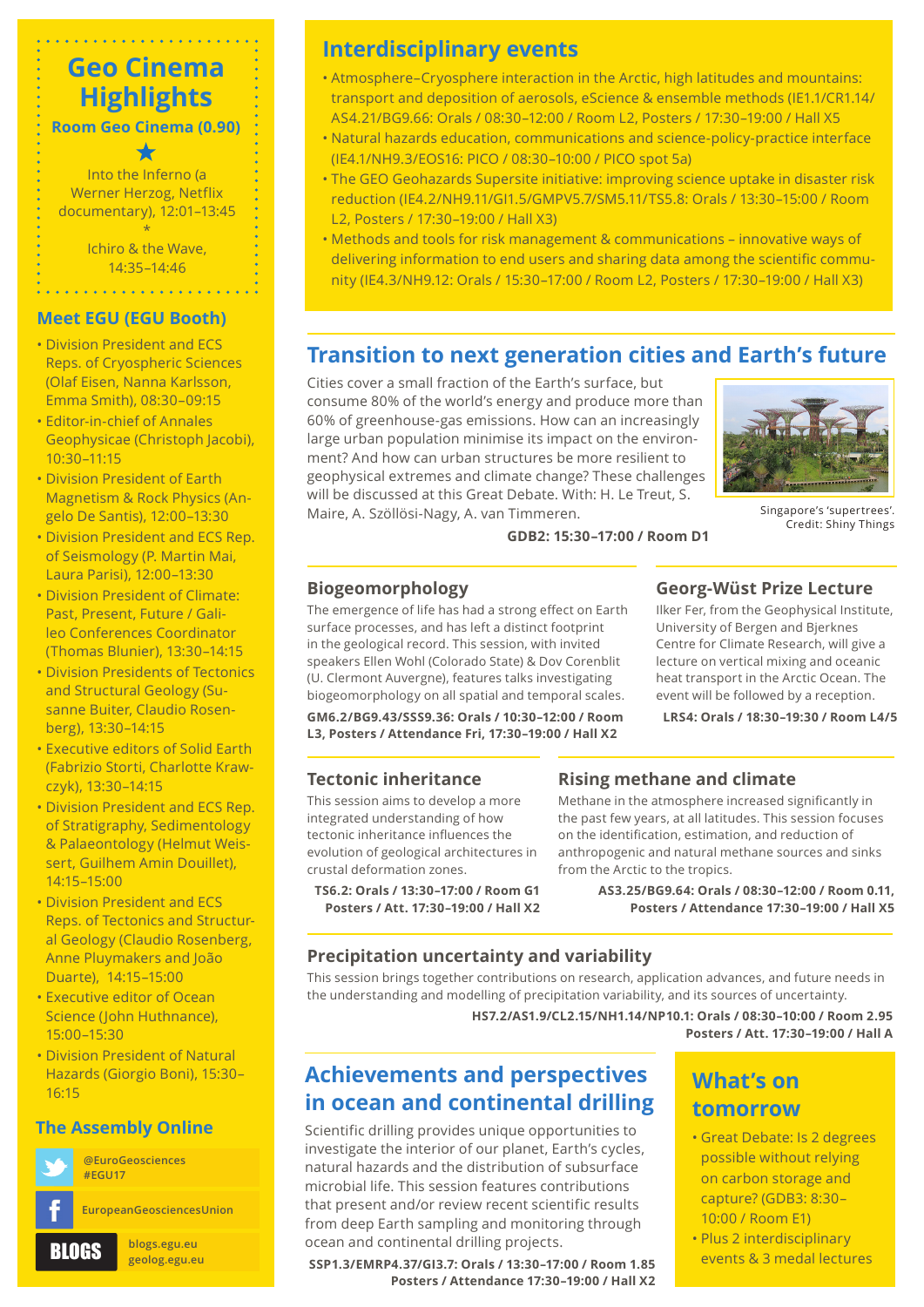## Geo Cinema Highlights

**Room Geo Cinema (0.90)**

★

Into the Inferno (a Werner Herzog, Netflix documentary), 12:01–13:45

*

Ichiro & the Wave, 14:35–14:46

## Meet EGU (EGU Booth)

- Division President and ECS Reps. of Cryospheric Sciences (Olaf Eisen, Nanna Karlsson, Emma Smith), 08:30–09:15
- Editor-in-chief of Annales Geophysicae (Christoph Jacobi), 10:30–11:15
- Division President of Earth Magnetism & Rock Physics (Angelo De Santis), 12:00–13:30
- Division President and ECS Rep. of Seismology (P. Martin Mai, Laura Parisi), 12:00–13:30
- Division President of Climate: Past, Present, Future / Galileo Conferences Coordinator (Thomas Blunier), 13:30–14:15
- Division Presidents of Tectonics and Structural Geology (Susanne Buiter, Claudio Rosenberg), 13:30–14:15
- Executive editors of Solid Earth (Fabrizio Storti, Charlotte Krawczyk), 13:30–14:15
- Division President and ECS Rep. of Stratigraphy, Sedimentology & Palaeontology (Helmut Weissert, Guilhem Amin Douillet), 14:15–15:00
- Division President and ECS Reps. of Tectonics and Structural Geology (Claudio Rosenberg, Anne Pluymakers and João Duarte), 14:15–15:00
- Executive editor of Ocean Science (John Huthnance), 15:00–15:30
- Division President of Natural Hazards (Giorgio Boni), 15:30–16:15

## The Assembly Online

@EuroGeosciences #EGU17

EuropeanGeosciencesUnion

BLOGS blogs.egu.eu geolog.egu.eu

## Interdisciplinary events

- Atmosphere–Cryosphere interaction in the Arctic, high latitudes and mountains: transport and deposition of aerosols, eScience & ensemble methods (IE1.1/CR1.14/AS4.21/BG9.66: Orals / 08:30–12:00 / Room L2, Posters / 17:30–19:00 / Hall X5
- Natural hazards education, communications and science-policy-practice interface (IE4.1/NH9.3/EOS16: PICO / 08:30–10:00 / PICO spot 5a)
- The GEO Geohazards Supersite initiative: improving science uptake in disaster risk reduction (IE4.2/NH9.11/GI1.5/GMPV5.7/SM5.11/TS5.8: Orals / 13:30–15:00 / Room L2, Posters / 17:30–19:00 / Hall X3)
- Methods and tools for risk management & communications – innovative ways of delivering information to end users and sharing data among the scientific community (IE4.3/NH9.12: Orals / 15:30–17:00 / Room L2, Posters / 17:30–19:00 / Hall X3)

## Transition to next generation cities and Earth's future

Cities cover a small fraction of the Earth's surface, but consume 80% of the world's energy and produce more than 60% of greenhouse-gas emissions. How can an increasingly large urban population minimise its impact on the environment? And how can urban structures be more resilient to geophysical extremes and climate change? These challenges will be discussed at this Great Debate. With: H. Le Treut, S. Maire, A. Szöllösi-Nagy, A. van Timmeren.

**GDB2: 15:30–17:00 / Room D1**

Singapore's 'supertrees'. Credit: Shiny Things

### Biogeomorphology

The emergence of life has had a strong effect on Earth surface processes, and has left a distinct footprint in the geological record. This session, with invited speakers Ellen Wohl (Colorado State) & Dov Corenblit (U. Clermont Auvergne), features talks investigating biogeomorphology on all spatial and temporal scales.

**GM6.2/BG9.43/SSS9.36: Orals / 10:30–12:00 / Room L3, Posters / Attendance Fri, 17:30–19:00 / Hall X2**

### Georg-Wüst Prize Lecture

Ilker Fer, from the Geophysical Institute, University of Bergen and Bjerknes Centre for Climate Research, will give a lecture on vertical mixing and oceanic heat transport in the Arctic Ocean. The event will be followed by a reception.

**LRS4: Orals / 18:30–19:30 / Room L4/5**

### Tectonic inheritance

This session aims to develop a more integrated understanding of how tectonic inheritance influences the evolution of geological architectures in crustal deformation zones.

**TS6.2: Orals / 13:30–17:00 / Room G1 Posters / Att. 17:30–19:00 / Hall X2**

### Rising methane and climate

Methane in the atmosphere increased significantly in the past few years, at all latitudes. This session focuses on the identification, estimation, and reduction of anthropogenic and natural methane sources and sinks from the Arctic to the tropics.

**AS3.25/BG9.64: Orals / 08:30–12:00 / Room 0.11, Posters / Attendance 17:30–19:00 / Hall X5**

### Precipitation uncertainty and variability

This session brings together contributions on research, application advances, and future needs in the understanding and modelling of precipitation variability, and its sources of uncertainty.

**HS7.2/AS1.9/CL2.15/NH1.14/NP10.1: Orals / 08:30–10:00 / Room 2.95 Posters / Att. 17:30–19:00 / Hall A**

## Achievements and perspectives in ocean and continental drilling

Scientific drilling provides unique opportunities to investigate the interior of our planet, Earth's cycles, natural hazards and the distribution of subsurface microbial life. This session features contributions that present and/or review recent scientific results from deep Earth sampling and monitoring through ocean and continental drilling projects.

**SSP1.3/EMRP4.37/GI3.7: Orals / 13:30–17:00 / Room 1.85 Posters / Attendance 17:30–19:00 / Hall X2**

## What's on tomorrow

- Great Debate: Is 2 degrees possible without relying on carbon storage and capture? (GDB3: 8:30–10:00 / Room E1)
- Plus 2 interdisciplinary events & 3 medal lectures